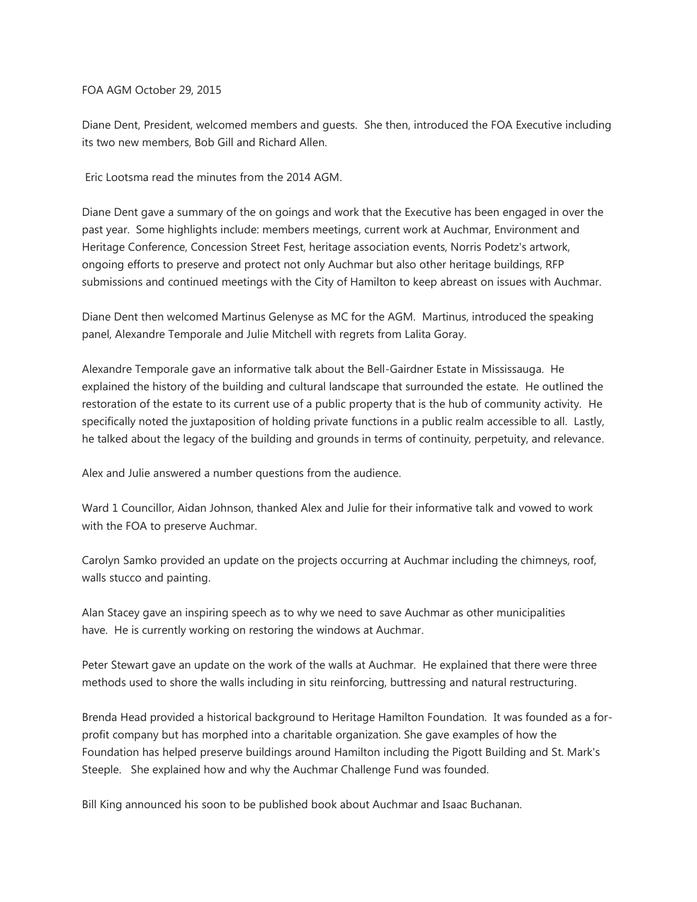FOA AGM October 29, 2015

Diane Dent, President, welcomed members and guests. She then, introduced the FOA Executive including its two new members, Bob Gill and Richard Allen.

Eric Lootsma read the minutes from the 2014 AGM.

Diane Dent gave a summary of the on goings and work that the Executive has been engaged in over the past year. Some highlights include: members meetings, current work at Auchmar, Environment and Heritage Conference, Concession Street Fest, heritage association events, Norris Podetz's artwork, ongoing efforts to preserve and protect not only Auchmar but also other heritage buildings, RFP submissions and continued meetings with the City of Hamilton to keep abreast on issues with Auchmar.

Diane Dent then welcomed Martinus Gelenyse as MC for the AGM. Martinus, introduced the speaking panel, Alexandre Temporale and Julie Mitchell with regrets from Lalita Goray.

Alexandre Temporale gave an informative talk about the Bell-Gairdner Estate in Mississauga. He explained the history of the building and cultural landscape that surrounded the estate. He outlined the restoration of the estate to its current use of a public property that is the hub of community activity. He specifically noted the juxtaposition of holding private functions in a public realm accessible to all. Lastly, he talked about the legacy of the building and grounds in terms of continuity, perpetuity, and relevance.

Alex and Julie answered a number questions from the audience.

Ward 1 Councillor, Aidan Johnson, thanked Alex and Julie for their informative talk and vowed to work with the FOA to preserve Auchmar.

Carolyn Samko provided an update on the projects occurring at Auchmar including the chimneys, roof, walls stucco and painting.

Alan Stacey gave an inspiring speech as to why we need to save Auchmar as other municipalities have. He is currently working on restoring the windows at Auchmar.

Peter Stewart gave an update on the work of the walls at Auchmar. He explained that there were three methods used to shore the walls including in situ reinforcing, buttressing and natural restructuring.

Brenda Head provided a historical background to Heritage Hamilton Foundation. It was founded as a for-profit company but has morphed into a charitable organization. She gave examples of how the Foundation has helped preserve buildings around Hamilton including the Pigott Building and St. Mark's Steeple. She explained how and why the Auchmar Challenge Fund was founded.

Bill King announced his soon to be published book about Auchmar and Isaac Buchanan.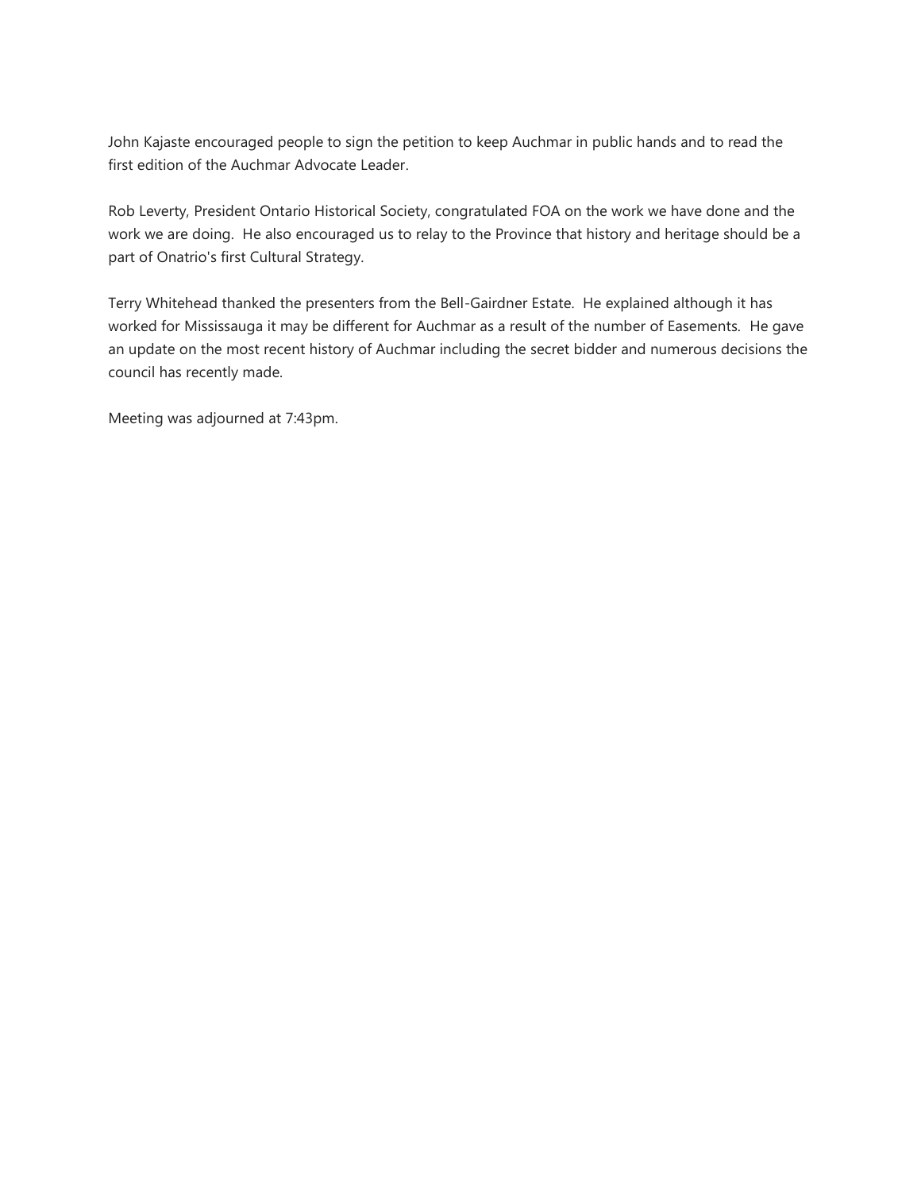John Kajaste encouraged people to sign the petition to keep Auchmar in public hands and to read the first edition of the Auchmar Advocate Leader.

Rob Leverty, President Ontario Historical Society, congratulated FOA on the work we have done and the work we are doing. He also encouraged us to relay to the Province that history and heritage should be a part of Onatrio's first Cultural Strategy.

Terry Whitehead thanked the presenters from the Bell-Gairdner Estate. He explained although it has worked for Mississauga it may be different for Auchmar as a result of the number of Easements. He gave an update on the most recent history of Auchmar including the secret bidder and numerous decisions the council has recently made.

Meeting was adjourned at 7:43pm.